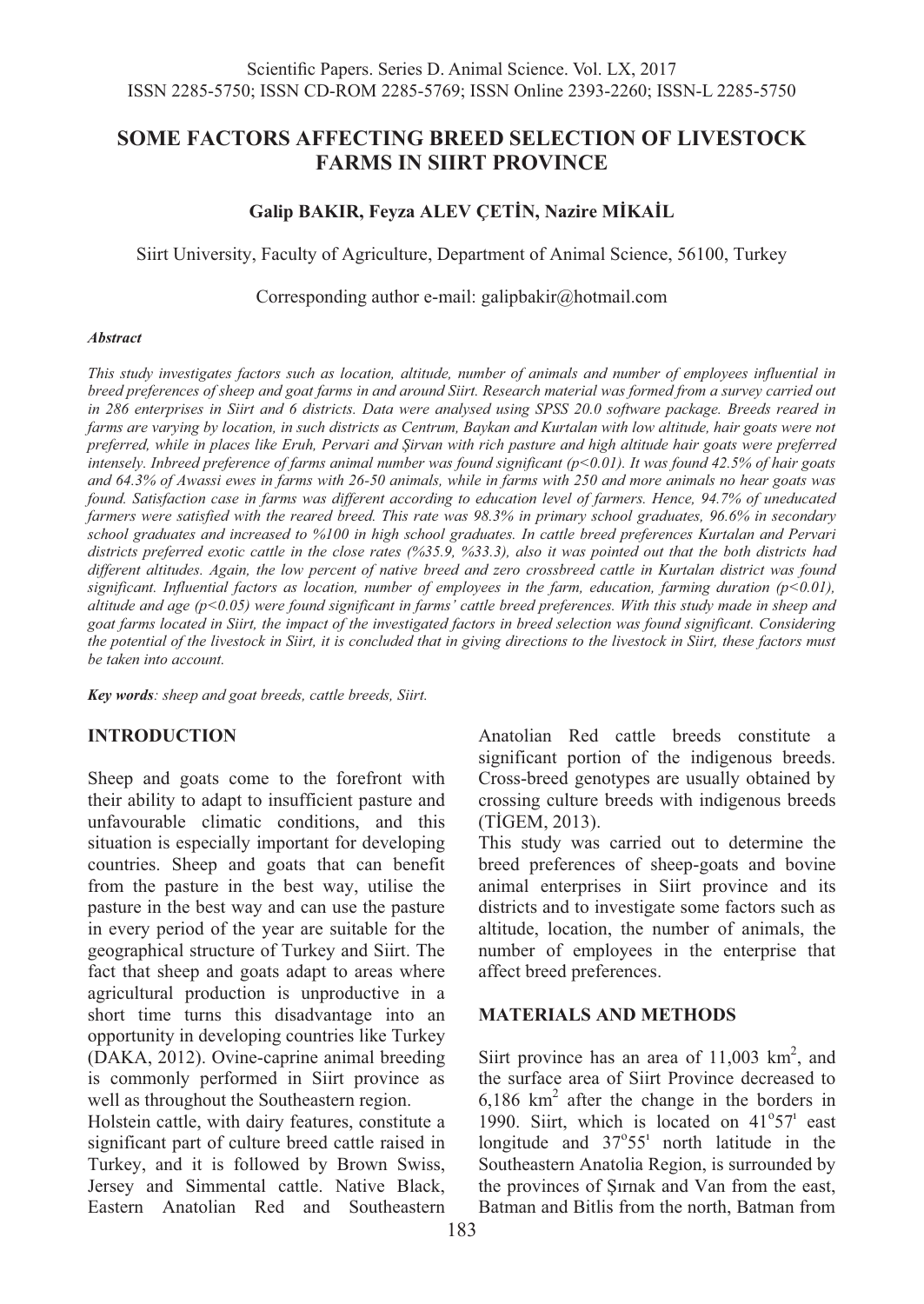# SOME FACTORS AFFECTING BREED SELECTION OF LIVESTOCK FARMS IN SIIRT PROVINCE

**Galip BAKIR, Feyza ALEV ÇETİN, Nazire MİKAİL**

Siirt University, Faculty of Agriculture, Department of Animal Science, 56100, Turkey

Corresponding author e-mail: galipbakir@hotmail.com

***Abstract***

*This study investigates factors such as location, altitude, number of animals and number of employees influential in breed preferences of sheep and goat farms in and around Siirt. Research material was formed from a survey carried out in 286 enterprises in Siirt and 6 districts. Data were analysed using SPSS 20.0 software package. Breeds reared in farms are varying by location, in such districts as Centrum, Baykan and Kurtalan with low altitude, hair goats were not preferred, while in places like Eruh, Pervari and Şirvan with rich pasture and high altitude hair goats were preferred intensely. Inbreed preference of farms animal number was found significant (p<0.01). It was found 42.5% of hair goats and 64.3% of Awassi ewes in farms with 26-50 animals, while in farms with 250 and more animals no hear goats was found. Satisfaction case in farms was different according to education level of farmers. Hence, 94.7% of uneducated farmers were satisfied with the reared breed. This rate was 98.3% in primary school graduates, 96.6% in secondary school graduates and increased to %100 in high school graduates. In cattle breed preferences Kurtalan and Pervari districts preferred exotic cattle in the close rates (%35.9, %33.3), also it was pointed out that the both districts had different altitudes. Again, the low percent of native breed and zero crossbreed cattle in Kurtalan district was found significant. Influential factors as location, number of employees in the farm, education, farming duration (p<0.01), altitude and age (p<0.05) were found significant in farms' cattle breed preferences. With this study made in sheep and goat farms located in Siirt, the impact of the investigated factors in breed selection was found significant. Considering the potential of the livestock in Siirt, it is concluded that in giving directions to the livestock in Siirt, these factors must be taken into account.*

***Key words****: sheep and goat breeds, cattle breeds, Siirt.*

## INTRODUCTION

Sheep and goats come to the forefront with their ability to adapt to insufficient pasture and unfavourable climatic conditions, and this situation is especially important for developing countries. Sheep and goats that can benefit from the pasture in the best way, utilise the pasture in the best way and can use the pasture in every period of the year are suitable for the geographical structure of Turkey and Siirt. The fact that sheep and goats adapt to areas where agricultural production is unproductive in a short time turns this disadvantage into an opportunity in developing countries like Turkey (DAKA, 2012). Ovine-caprine animal breeding is commonly performed in Siirt province as well as throughout the Southeastern region.

Holstein cattle, with dairy features, constitute a significant part of culture breed cattle raised in Turkey, and it is followed by Brown Swiss, Jersey and Simmental cattle. Native Black, Eastern Anatolian Red and Southeastern Anatolian Red cattle breeds constitute a significant portion of the indigenous breeds. Cross-breed genotypes are usually obtained by crossing culture breeds with indigenous breeds (TİGEM, 2013).

This study was carried out to determine the breed preferences of sheep-goats and bovine animal enterprises in Siirt province and its districts and to investigate some factors such as altitude, location, the number of animals, the number of employees in the enterprise that affect breed preferences.

## MATERIALS AND METHODS

Siirt province has an area of 11,003 km$^2$, and the surface area of Siirt Province decreased to 6,186 km$^2$ after the change in the borders in 1990. Siirt, which is located on 41$^o$57$^ı$ east longitude and 37$^o$55$^ı$ north latitude in the Southeastern Anatolia Region, is surrounded by the provinces of Şırnak and Van from the east, Batman and Bitlis from the north, Batman from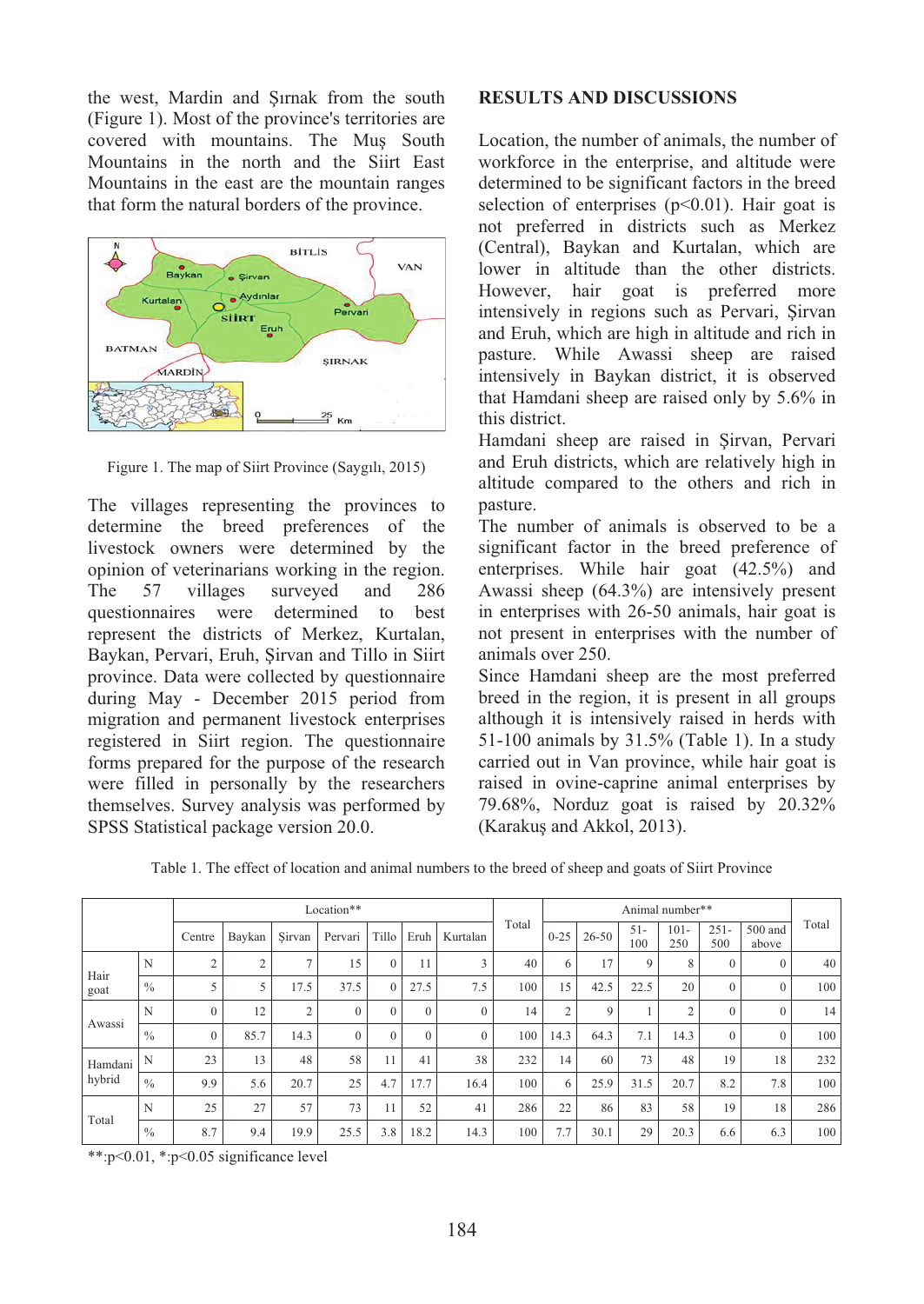the west, Mardin and Şırnak from the south (Figure 1). Most of the province's territories are covered with mountains. The Muş South Mountains in the north and the Siirt East Mountains in the east are the mountain ranges that form the natural borders of the province.

Figure 1. The map of Siirt Province (Saygılı, 2015)

The villages representing the provinces to determine the breed preferences of the livestock owners were determined by the opinion of veterinarians working in the region. The 57 villages surveyed and 286 questionnaires were determined to best represent the districts of Merkez, Kurtalan, Baykan, Pervari, Eruh, Şirvan and Tillo in Siirt province. Data were collected by questionnaire during May - December 2015 period from migration and permanent livestock enterprises registered in Siirt region. The questionnaire forms prepared for the purpose of the research were filled in personally by the researchers themselves. Survey analysis was performed by SPSS Statistical package version 20.0.

## RESULTS AND DISCUSSIONS

Location, the number of animals, the number of workforce in the enterprise, and altitude were determined to be significant factors in the breed selection of enterprises ($p<0.01$). Hair goat is not preferred in districts such as Merkez (Central), Baykan and Kurtalan, which are lower in altitude than the other districts. However, hair goat is preferred more intensively in regions such as Pervari, Şirvan and Eruh, which are high in altitude and rich in pasture. While Awassi sheep are raised intensively in Baykan district, it is observed that Hamdani sheep are raised only by 5.6% in this district.

Hamdani sheep are raised in Şirvan, Pervari and Eruh districts, which are relatively high in altitude compared to the others and rich in pasture.

The number of animals is observed to be a significant factor in the breed preference of enterprises. While hair goat (42.5%) and Awassi sheep (64.3%) are intensively present in enterprises with 26-50 animals, hair goat is not present in enterprises with the number of animals over 250.

Since Hamdani sheep are the most preferred breed in the region, it is present in all groups although it is intensively raised in herds with 51-100 animals by 31.5% (Table 1). In a study carried out in Van province, while hair goat is raised in ovine-caprine animal enterprises by 79.68%, Norduz goat is raised by 20.32% (Karakuş and Akkol, 2013).

Table 1. The effect of location and animal numbers to the breed of sheep and goats of Siirt Province

| | | Location** | | | | | | | Total | Animal number** | | | | | | Total |
|---|---|---|---|---|---|---|---|---|---|---|---|---|---|---|---|---|
| | | Centre | Baykan | Şirvan | Pervari | Tillo | Eruh | Kurtalan | | 0-25 | 26-50 | 51-100 | 101-250 | 251-500 | 500 and above | |
| Hair goat | N | 2 | 2 | 7 | 15 | 0 | 11 | 3 | 40 | 6 | 17 | 9 | 8 | 0 | 0 | 40 |
| | % | 5 | 5 | 17.5 | 37.5 | 0 | 27.5 | 7.5 | 100 | 15 | 42.5 | 22.5 | 20 | 0 | 0 | 100 |
| Awassi | N | 0 | 12 | 2 | 0 | 0 | 0 | 0 | 14 | 2 | 9 | 1 | 2 | 0 | 0 | 14 |
| | % | 0 | 85.7 | 14.3 | 0 | 0 | 0 | 0 | 100 | 14.3 | 64.3 | 7.1 | 14.3 | 0 | 0 | 100 |
| Hamdani hybrid | N | 23 | 13 | 48 | 58 | 11 | 41 | 38 | 232 | 14 | 60 | 73 | 48 | 19 | 18 | 232 |
| | % | 9.9 | 5.6 | 20.7 | 25 | 4.7 | 17.7 | 16.4 | 100 | 6 | 25.9 | 31.5 | 20.7 | 8.2 | 7.8 | 100 |
| Total | N | 25 | 27 | 57 | 73 | 11 | 52 | 41 | 286 | 22 | 86 | 83 | 58 | 19 | 18 | 286 |
| | % | 8.7 | 9.4 | 19.9 | 25.5 | 3.8 | 18.2 | 14.3 | 100 | 7.7 | 30.1 | 29 | 20.3 | 6.6 | 6.3 | 100 |

**:$p<0.01$, *:$p<0.05$ significance level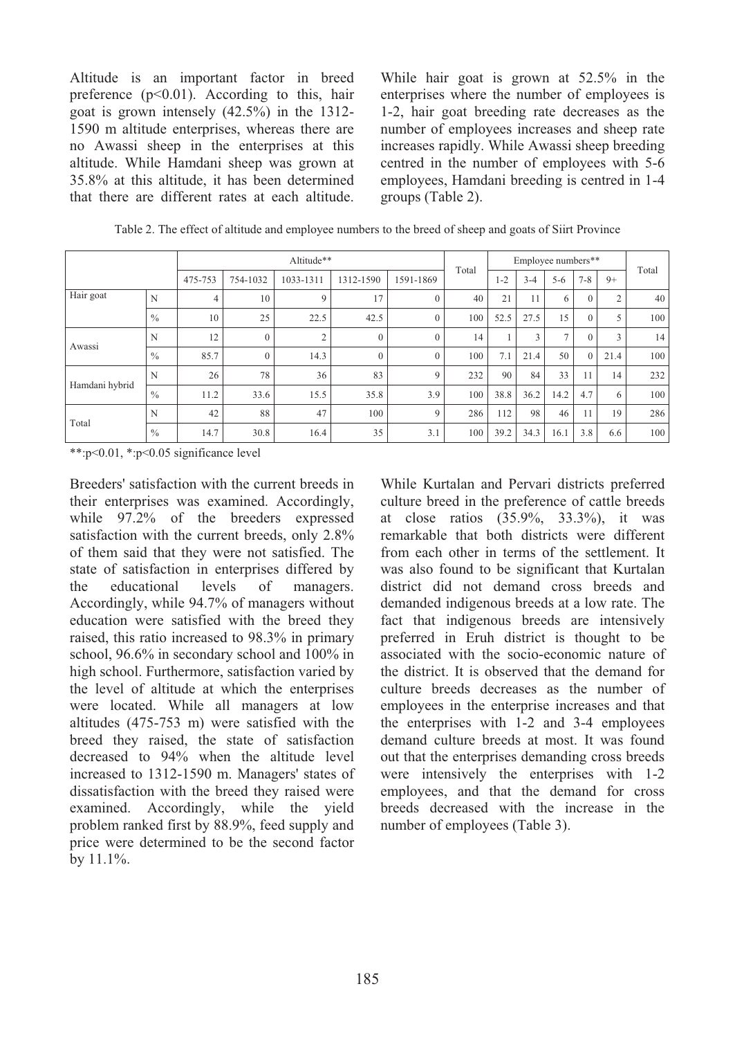Altitude is an important factor in breed preference ($p<0.01$). According to this, hair goat is grown intensely (42.5%) in the 1312-1590 m altitude enterprises, whereas there are no Awassi sheep in the enterprises at this altitude. While Hamdani sheep was grown at 35.8% at this altitude, it has been determined that there are different rates at each altitude.

While hair goat is grown at 52.5% in the enterprises where the number of employees is 1-2, hair goat breeding rate decreases as the number of employees increases and sheep rate increases rapidly. While Awassi sheep breeding centred in the number of employees with 5-6 employees, Hamdani breeding is centred in 1-4 groups (Table 2).

Table 2. The effect of altitude and employee numbers to the breed of sheep and goats of Siirt Province

| | | Altitude** | | | | | Total | Employee numbers** | | | | | Total |
|---|---|---|---|---|---|---|---|---|---|---|---|---|---|
| | | 475-753 | 754-1032 | 1033-1311 | 1312-1590 | 1591-1869 | | 1-2 | 3-4 | 5-6 | 7-8 | 9+ | |
| Hair goat | N | 4 | 10 | 9 | 17 | 0 | 40 | 21 | 11 | 6 | 0 | 2 | 40 |
| | % | 10 | 25 | 22.5 | 42.5 | 0 | 100 | 52.5 | 27.5 | 15 | 0 | 5 | 100 |
| Awassi | N | 12 | 0 | 2 | 0 | 0 | 14 | 1 | 3 | 7 | 0 | 3 | 14 |
| | % | 85.7 | 0 | 14.3 | 0 | 0 | 100 | 7.1 | 21.4 | 50 | 0 | 21.4 | 100 |
| Hamdani hybrid | N | 26 | 78 | 36 | 83 | 9 | 232 | 90 | 84 | 33 | 11 | 14 | 232 |
| | % | 11.2 | 33.6 | 15.5 | 35.8 | 3.9 | 100 | 38.8 | 36.2 | 14.2 | 4.7 | 6 | 100 |
| Total | N | 42 | 88 | 47 | 100 | 9 | 286 | 112 | 98 | 46 | 11 | 19 | 286 |
| | % | 14.7 | 30.8 | 16.4 | 35 | 3.1 | 100 | 39.2 | 34.3 | 16.1 | 3.8 | 6.6 | 100 |

**:$p<0.01$, *:$p<0.05$ significance level

Breeders' satisfaction with the current breeds in their enterprises was examined. Accordingly, while 97.2% of the breeders expressed satisfaction with the current breeds, only 2.8% of them said that they were not satisfied. The state of satisfaction in enterprises differed by the educational levels of managers. Accordingly, while 94.7% of managers without education were satisfied with the breed they raised, this ratio increased to 98.3% in primary school, 96.6% in secondary school and 100% in high school. Furthermore, satisfaction varied by the level of altitude at which the enterprises were located. While all managers at low altitudes (475-753 m) were satisfied with the breed they raised, the state of satisfaction decreased to 94% when the altitude level increased to 1312-1590 m. Managers' states of dissatisfaction with the breed they raised were examined. Accordingly, while the yield problem ranked first by 88.9%, feed supply and price were determined to be the second factor by 11.1%.

While Kurtalan and Pervari districts preferred culture breed in the preference of cattle breeds at close ratios (35.9%, 33.3%), it was remarkable that both districts were different from each other in terms of the settlement. It was also found to be significant that Kurtalan district did not demand cross breeds and demanded indigenous breeds at a low rate. The fact that indigenous breeds are intensively preferred in Eruh district is thought to be associated with the socio-economic nature of the district. It is observed that the demand for culture breeds decreases as the number of employees in the enterprise increases and that the enterprises with 1-2 and 3-4 employees demand culture breeds at most. It was found out that the enterprises demanding cross breeds were intensively the enterprises with 1-2 employees, and that the demand for cross breeds decreased with the increase in the number of employees (Table 3).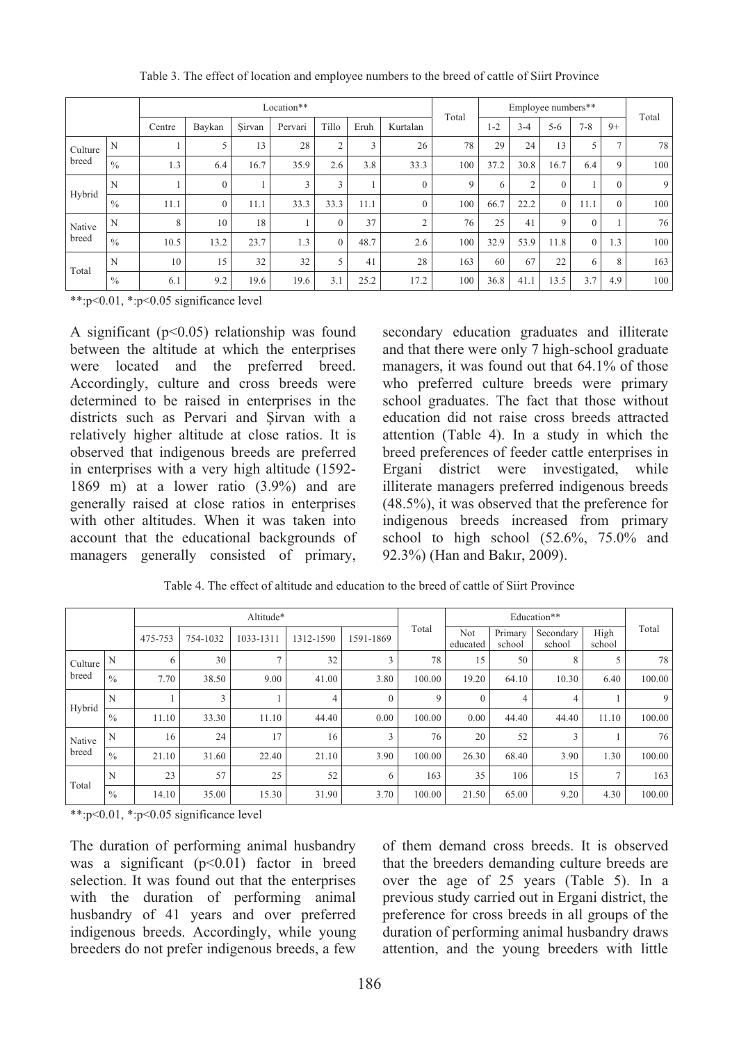Table 3. The effect of location and employee numbers to the breed of cattle of Siirt Province

| | | Location** | | | | | | | Total | Employee numbers** | | | | | Total |
|---|---|---|---|---|---|---|---|---|---|---|---|---|---|---|---|
| | | Centre | Baykan | Şirvan | Pervari | Tillo | Eruh | Kurtalan | | 1-2 | 3-4 | 5-6 | 7-8 | 9+ | |
| Culture breed | N | 1 | 5 | 13 | 28 | 2 | 3 | 26 | 78 | 29 | 24 | 13 | 5 | 7 | 78 |
| | % | 1.3 | 6.4 | 16.7 | 35.9 | 2.6 | 3.8 | 33.3 | 100 | 37.2 | 30.8 | 16.7 | 6.4 | 9 | 100 |
| Hybrid | N | 1 | 0 | 1 | 3 | 3 | 1 | 0 | 9 | 6 | 2 | 0 | 1 | 0 | 9 |
| | % | 11.1 | 0 | 11.1 | 33.3 | 33.3 | 11.1 | 0 | 100 | 66.7 | 22.2 | 0 | 11.1 | 0 | 100 |
| Native breed | N | 8 | 10 | 18 | 1 | 0 | 37 | 2 | 76 | 25 | 41 | 9 | 0 | 1 | 76 |
| | % | 10.5 | 13.2 | 23.7 | 1.3 | 0 | 48.7 | 2.6 | 100 | 32.9 | 53.9 | 11.8 | 0 | 1.3 | 100 |
| Total | N | 10 | 15 | 32 | 32 | 5 | 41 | 28 | 163 | 60 | 67 | 22 | 6 | 8 | 163 |
| | % | 6.1 | 9.2 | 19.6 | 19.6 | 3.1 | 25.2 | 17.2 | 100 | 36.8 | 41.1 | 13.5 | 3.7 | 4.9 | 100 |

**:p<0.01, *:p<0.05 significance level

A significant ($p<0.05$) relationship was found between the altitude at which the enterprises were located and the preferred breed. Accordingly, culture and cross breeds were determined to be raised in enterprises in the districts such as Pervari and Şirvan with a relatively higher altitude at close ratios. It is observed that indigenous breeds are preferred in enterprises with a very high altitude (1592-1869 m) at a lower ratio (3.9%) and are generally raised at close ratios in enterprises with other altitudes. When it was taken into account that the educational backgrounds of managers generally consisted of primary, secondary education graduates and illiterate and that there were only 7 high-school graduate managers, it was found out that 64.1% of those who preferred culture breeds were primary school graduates. The fact that those without education did not raise cross breeds attracted attention (Table 4). In a study in which the breed preferences of feeder cattle enterprises in Ergani district were investigated, while illiterate managers preferred indigenous breeds (48.5%), it was observed that the preference for indigenous breeds increased from primary school to high school (52.6%, 75.0% and 92.3%) (Han and Bakır, 2009).

Table 4. The effect of altitude and education to the breed of cattle of Siirt Province

| | | Altitude* | | | | | Total | Education** | | | | Total |
|---|---|---|---|---|---|---|---|---|---|---|---|---|
| | | 475-753 | 754-1032 | 1033-1311 | 1312-1590 | 1591-1869 | | Not educated | Primary school | Secondary school | High school | |
| Culture breed | N | 6 | 30 | 7 | 32 | 3 | 78 | 15 | 50 | 8 | 5 | 78 |
| | % | 7.70 | 38.50 | 9.00 | 41.00 | 3.80 | 100.00 | 19.20 | 64.10 | 10.30 | 6.40 | 100.00 |
| Hybrid | N | 1 | 3 | 1 | 4 | 0 | 9 | 0 | 4 | 4 | 1 | 9 |
| | % | 11.10 | 33.30 | 11.10 | 44.40 | 0.00 | 100.00 | 0.00 | 44.40 | 44.40 | 11.10 | 100.00 |
| Native breed | N | 16 | 24 | 17 | 16 | 3 | 76 | 20 | 52 | 3 | 1 | 76 |
| | % | 21.10 | 31.60 | 22.40 | 21.10 | 3.90 | 100.00 | 26.30 | 68.40 | 3.90 | 1.30 | 100.00 |
| Total | N | 23 | 57 | 25 | 52 | 6 | 163 | 35 | 106 | 15 | 7 | 163 |
| | % | 14.10 | 35.00 | 15.30 | 31.90 | 3.70 | 100.00 | 21.50 | 65.00 | 9.20 | 4.30 | 100.00 |

**:p<0.01, *:p<0.05 significance level

The duration of performing animal husbandry was a significant ($p<0.01$) factor in breed selection. It was found out that the enterprises with the duration of performing animal husbandry of 41 years and over preferred indigenous breeds. Accordingly, while young breeders do not prefer indigenous breeds, a few of them demand cross breeds. It is observed that the breeders demanding culture breeds are over the age of 25 years (Table 5). In a previous study carried out in Ergani district, the preference for cross breeds in all groups of the duration of performing animal husbandry draws attention, and the young breeders with little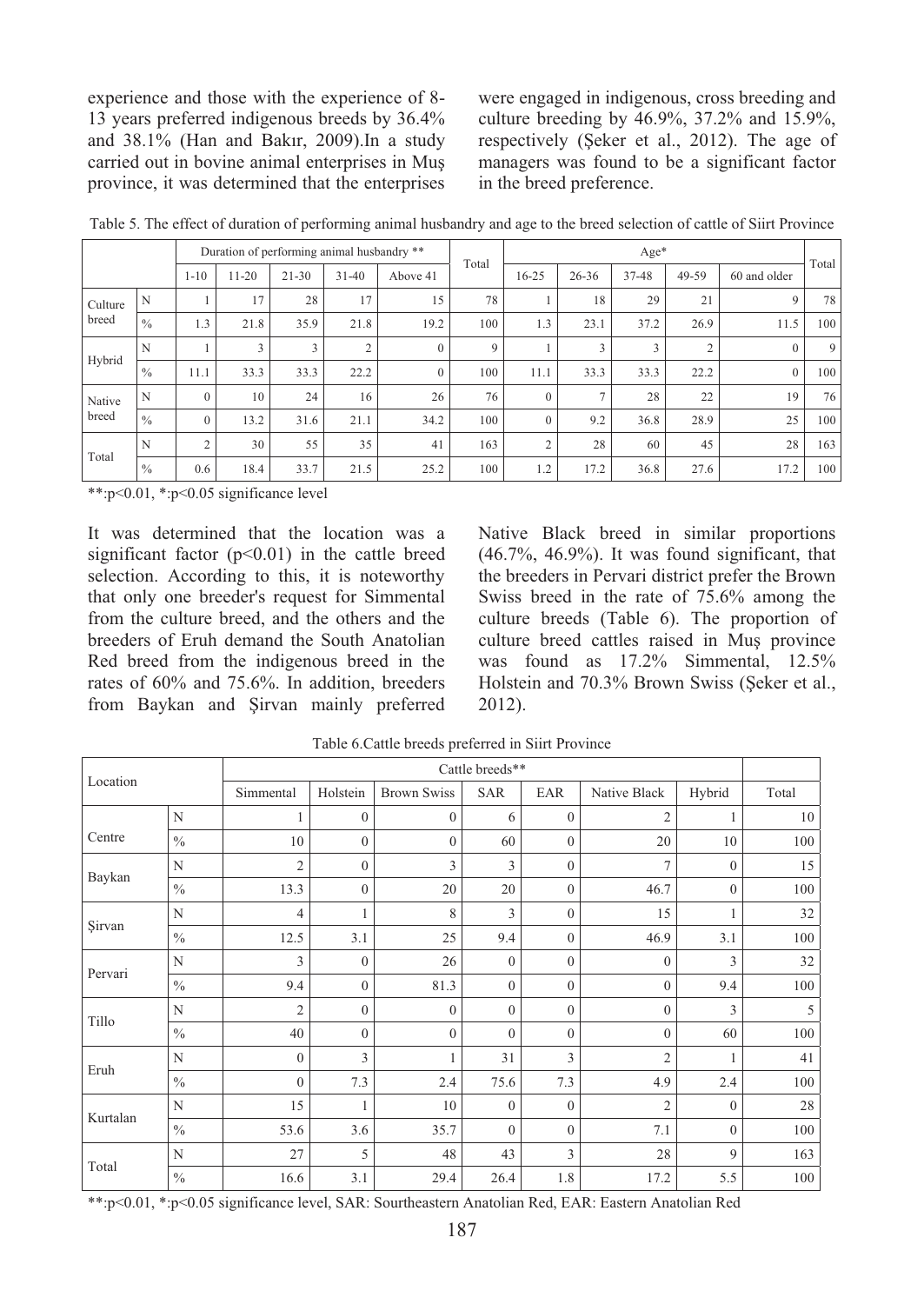experience and those with the experience of 8-13 years preferred indigenous breeds by 36.4% and 38.1% (Han and Bakır, 2009).In a study carried out in bovine animal enterprises in Muş province, it was determined that the enterprises were engaged in indigenous, cross breeding and culture breeding by 46.9%, 37.2% and 15.9%, respectively (Şeker et al., 2012). The age of managers was found to be a significant factor in the breed preference.

Table 5. The effect of duration of performing animal husbandry and age to the breed selection of cattle of Siirt Province

| | | Duration of performing animal husbandry ** | | | | | Total | Age* | | | | | Total |
|---|---|---|---|---|---|---|---|---|---|---|---|---|---|
| | | 1-10 | 11-20 | 21-30 | 31-40 | Above 41 | | 16-25 | 26-36 | 37-48 | 49-59 | 60 and older | |
| Culture breed | N | 1 | 17 | 28 | 17 | 15 | 78 | 1 | 18 | 29 | 21 | 9 | 78 |
| | % | 1.3 | 21.8 | 35.9 | 21.8 | 19.2 | 100 | 1.3 | 23.1 | 37.2 | 26.9 | 11.5 | 100 |
| Hybrid | N | 1 | 3 | 3 | 2 | 0 | 9 | 1 | 3 | 3 | 2 | 0 | 9 |
| | % | 11.1 | 33.3 | 33.3 | 22.2 | 0 | 100 | 11.1 | 33.3 | 33.3 | 22.2 | 0 | 100 |
| Native breed | N | 0 | 10 | 24 | 16 | 26 | 76 | 0 | 7 | 28 | 22 | 19 | 76 |
| | % | 0 | 13.2 | 31.6 | 21.1 | 34.2 | 100 | 0 | 9.2 | 36.8 | 28.9 | 25 | 100 |
| Total | N | 2 | 30 | 55 | 35 | 41 | 163 | 2 | 28 | 60 | 45 | 28 | 163 |
| | % | 0.6 | 18.4 | 33.7 | 21.5 | 25.2 | 100 | 1.2 | 17.2 | 36.8 | 27.6 | 17.2 | 100 |

**:p<0.01, *:p<0.05 significance level

It was determined that the location was a significant factor ($p<0.01$) in the cattle breed selection. According to this, it is noteworthy that only one breeder's request for Simmental from the culture breed, and the others and the breeders of Eruh demand the South Anatolian Red breed from the indigenous breed in the rates of 60% and 75.6%. In addition, breeders from Baykan and Şirvan mainly preferred Native Black breed in similar proportions (46.7%, 46.9%). It was found significant, that the breeders in Pervari district prefer the Brown Swiss breed in the rate of 75.6% among the culture breeds (Table 6). The proportion of culture breed cattles raised in Muş province was found as 17.2% Simmental, 12.5% Holstein and 70.3% Brown Swiss (Şeker et al., 2012).

Table 6.Cattle breeds preferred in Siirt Province

| Location | | Cattle breeds** | | | | | | | |
|---|---|---|---|---|---|---|---|---|---|
| | | Simmental | Holstein | Brown Swiss | SAR | EAR | Native Black | Hybrid | Total |
| Centre | N | 1 | 0 | 0 | 6 | 0 | 2 | 1 | 10 |
| | % | 10 | 0 | 0 | 60 | 0 | 20 | 10 | 100 |
| Baykan | N | 2 | 0 | 3 | 3 | 0 | 7 | 0 | 15 |
| | % | 13.3 | 0 | 20 | 20 | 0 | 46.7 | 0 | 100 |
| Şirvan | N | 4 | 1 | 8 | 3 | 0 | 15 | 1 | 32 |
| | % | 12.5 | 3.1 | 25 | 9.4 | 0 | 46.9 | 3.1 | 100 |
| Pervari | N | 3 | 0 | 26 | 0 | 0 | 0 | 3 | 32 |
| | % | 9.4 | 0 | 81.3 | 0 | 0 | 0 | 9.4 | 100 |
| Tillo | N | 2 | 0 | 0 | 0 | 0 | 0 | 3 | 5 |
| | % | 40 | 0 | 0 | 0 | 0 | 0 | 60 | 100 |
| Eruh | N | 0 | 3 | 1 | 31 | 3 | 2 | 1 | 41 |
| | % | 0 | 7.3 | 2.4 | 75.6 | 7.3 | 4.9 | 2.4 | 100 |
| Kurtalan | N | 15 | 1 | 10 | 0 | 0 | 2 | 0 | 28 |
| | % | 53.6 | 3.6 | 35.7 | 0 | 0 | 7.1 | 0 | 100 |
| Total | N | 27 | 5 | 48 | 43 | 3 | 28 | 9 | 163 |
| | % | 16.6 | 3.1 | 29.4 | 26.4 | 1.8 | 17.2 | 5.5 | 100 |

**:p<0.01, *:p<0.05 significance level, SAR: Sourtheastern Anatolian Red, EAR: Eastern Anatolian Red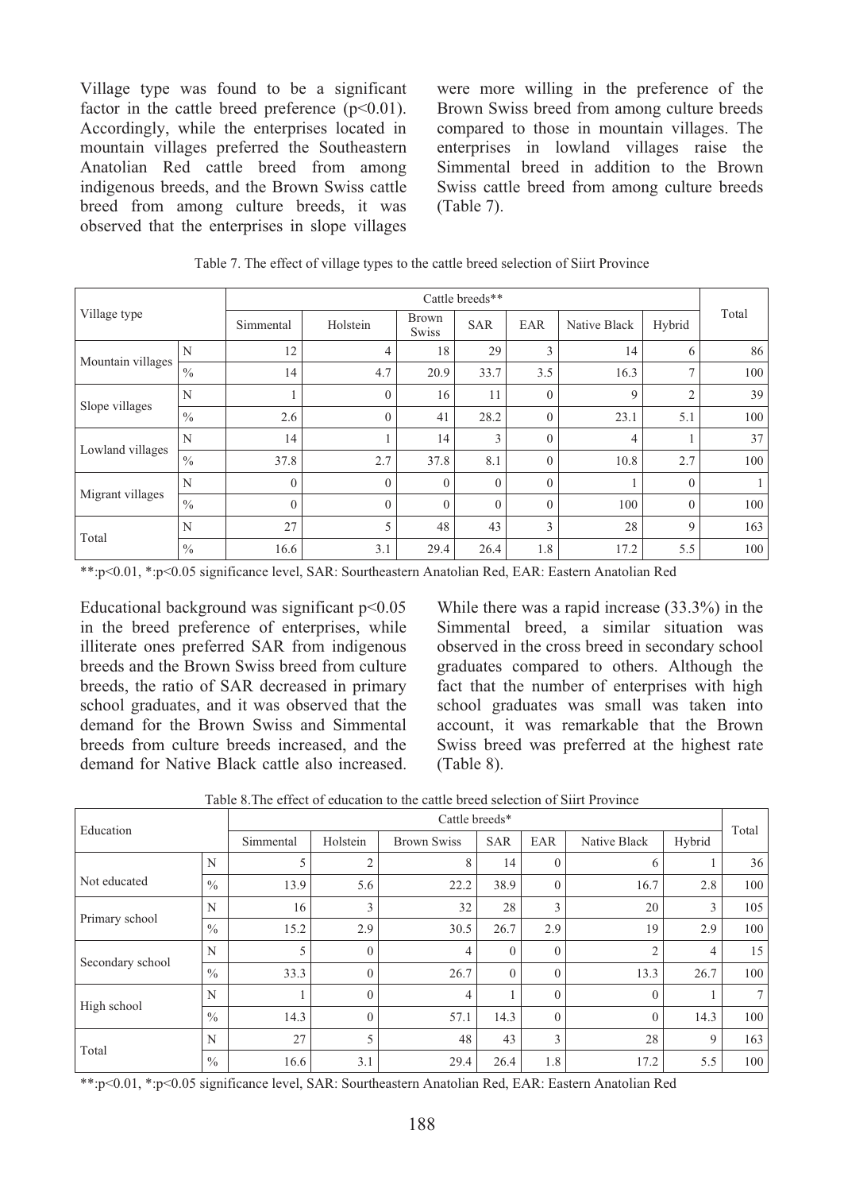Village type was found to be a significant factor in the cattle breed preference ($p<0.01$). Accordingly, while the enterprises located in mountain villages preferred the Southeastern Anatolian Red cattle breed from among indigenous breeds, and the Brown Swiss cattle breed from among culture breeds, it was observed that the enterprises in slope villages were more willing in the preference of the Brown Swiss breed from among culture breeds compared to those in mountain villages. The enterprises in lowland villages raise the Simmental breed in addition to the Brown Swiss cattle breed from among culture breeds (Table 7).

Table 7. The effect of village types to the cattle breed selection of Siirt Province

| Village type | | Cattle breeds** | | | | | | | Total |
|---|---|---|---|---|---|---|---|---|---|
| | | Simmental | Holstein | Brown Swiss | SAR | EAR | Native Black | Hybrid | |
| Mountain villages | N | 12 | 4 | 18 | 29 | 3 | 14 | 6 | 86 |
| | % | 14 | 4.7 | 20.9 | 33.7 | 3.5 | 16.3 | 7 | 100 |
| Slope villages | N | 1 | 0 | 16 | 11 | 0 | 9 | 2 | 39 |
| | % | 2.6 | 0 | 41 | 28.2 | 0 | 23.1 | 5.1 | 100 |
| Lowland villages | N | 14 | 1 | 14 | 3 | 0 | 4 | 1 | 37 |
| | % | 37.8 | 2.7 | 37.8 | 8.1 | 0 | 10.8 | 2.7 | 100 |
| Migrant villages | N | 0 | 0 | 0 | 0 | 0 | 1 | 0 | 1 |
| | % | 0 | 0 | 0 | 0 | 0 | 100 | 0 | 100 |
| Total | N | 27 | 5 | 48 | 43 | 3 | 28 | 9 | 163 |
| | % | 16.6 | 3.1 | 29.4 | 26.4 | 1.8 | 17.2 | 5.5 | 100 |

**:$p<0.01$, *:$p<0.05$ significance level, SAR: Sourtheastern Anatolian Red, EAR: Eastern Anatolian Red

Educational background was significant $p<0.05$ in the breed preference of enterprises, while illiterate ones preferred SAR from indigenous breeds and the Brown Swiss breed from culture breeds, the ratio of SAR decreased in primary school graduates, and it was observed that the demand for the Brown Swiss and Simmental breeds from culture breeds increased, and the demand for Native Black cattle also increased. While there was a rapid increase (33.3%) in the Simmental breed, a similar situation was observed in the cross breed in secondary school graduates compared to others. Although the fact that the number of enterprises with high school graduates was small was taken into account, it was remarkable that the Brown Swiss breed was preferred at the highest rate (Table 8).

Table 8.The effect of education to the cattle breed selection of Siirt Province

| Education | | Cattle breeds* | | | | | | | Total |
|---|---|---|---|---|---|---|---|---|---|
| | | Simmental | Holstein | Brown Swiss | SAR | EAR | Native Black | Hybrid | |
| Not educated | N | 5 | 2 | 8 | 14 | 0 | 6 | 1 | 36 |
| | % | 13.9 | 5.6 | 22.2 | 38.9 | 0 | 16.7 | 2.8 | 100 |
| Primary school | N | 16 | 3 | 32 | 28 | 3 | 20 | 3 | 105 |
| | % | 15.2 | 2.9 | 30.5 | 26.7 | 2.9 | 19 | 2.9 | 100 |
| Secondary school | N | 5 | 0 | 4 | 0 | 0 | 2 | 4 | 15 |
| | % | 33.3 | 0 | 26.7 | 0 | 0 | 13.3 | 26.7 | 100 |
| High school | N | 1 | 0 | 4 | 1 | 0 | 0 | 1 | 7 |
| | % | 14.3 | 0 | 57.1 | 14.3 | 0 | 0 | 14.3 | 100 |
| Total | N | 27 | 5 | 48 | 43 | 3 | 28 | 9 | 163 |
| | % | 16.6 | 3.1 | 29.4 | 26.4 | 1.8 | 17.2 | 5.5 | 100 |

**:$p<0.01$, *:$p<0.05$ significance level, SAR: Southeastern Anatolian Red, EAR: Eastern Anatolian Red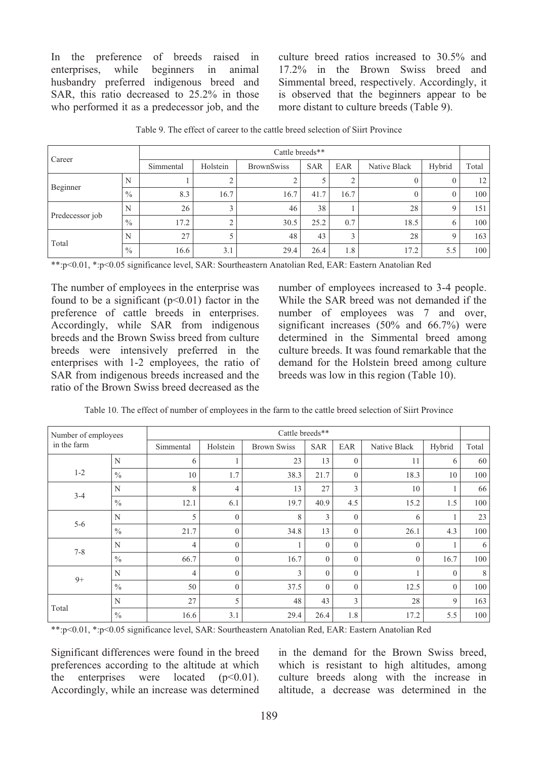In the preference of breeds raised in enterprises, while beginners in animal husbandry preferred indigenous breed and SAR, this ratio decreased to 25.2% in those who performed it as a predecessor job, and the culture breed ratios increased to 30.5% and 17.2% in the Brown Swiss breed and Simmental breed, respectively. Accordingly, it is observed that the beginners appear to be more distant to culture breeds (Table 9).

Table 9. The effect of career to the cattle breed selection of Siirt Province

| Career | | Cattle breeds** | | | | | | | |
|---|---|---|---|---|---|---|---|---|---|
| | | Simmental | Holstein | BrownSwiss | SAR | EAR | Native Black | Hybrid | Total |
| Beginner | N | 1 | 2 | 2 | 5 | 2 | 0 | 0 | 12 |
| | % | 8.3 | 16.7 | 16.7 | 41.7 | 16.7 | 0 | 0 | 100 |
| Predecessor job | N | 26 | 3 | 46 | 38 | 1 | 28 | 9 | 151 |
| | % | 17.2 | 2 | 30.5 | 25.2 | 0.7 | 18.5 | 6 | 100 |
| Total | N | 27 | 5 | 48 | 43 | 3 | 28 | 9 | 163 |
| | % | 16.6 | 3.1 | 29.4 | 26.4 | 1.8 | 17.2 | 5.5 | 100 |

**:p<0.01, *:p<0.05 significance level, SAR: Sourtheastern Anatolian Red, EAR: Eastern Anatolian Red

The number of employees in the enterprise was found to be a significant ($p<0.01$) factor in the preference of cattle breeds in enterprises. Accordingly, while SAR from indigenous breeds and the Brown Swiss breed from culture breeds were intensively preferred in the enterprises with 1-2 employees, the ratio of SAR from indigenous breeds increased and the ratio of the Brown Swiss breed decreased as the number of employees increased to 3-4 people. While the SAR breed was not demanded if the number of employees was 7 and over, significant increases (50% and 66.7%) were determined in the Simmental breed among culture breeds. It was found remarkable that the demand for the Holstein breed among culture breeds was low in this region (Table 10).

Table 10. The effect of number of employees in the farm to the cattle breed selection of Siirt Province

| Number of employees in the farm | | Cattle breeds** | | | | | | | |
|---|---|---|---|---|---|---|---|---|---|
| | | Simmental | Holstein | Brown Swiss | SAR | EAR | Native Black | Hybrid | Total |
| 1-2 | N | 6 | 1 | 23 | 13 | 0 | 11 | 6 | 60 |
| | % | 10 | 1.7 | 38.3 | 21.7 | 0 | 18.3 | 10 | 100 |
| 3-4 | N | 8 | 4 | 13 | 27 | 3 | 10 | 1 | 66 |
| | % | 12.1 | 6.1 | 19.7 | 40.9 | 4.5 | 15.2 | 1.5 | 100 |
| 5-6 | N | 5 | 0 | 8 | 3 | 0 | 6 | 1 | 23 |
| | % | 21.7 | 0 | 34.8 | 13 | 0 | 26.1 | 4.3 | 100 |
| 7-8 | N | 4 | 0 | 1 | 0 | 0 | 0 | 1 | 6 |
| | % | 66.7 | 0 | 16.7 | 0 | 0 | 0 | 16.7 | 100 |
| 9+ | N | 4 | 0 | 3 | 0 | 0 | 1 | 0 | 8 |
| | % | 50 | 0 | 37.5 | 0 | 0 | 12.5 | 0 | 100 |
| Total | N | 27 | 5 | 48 | 43 | 3 | 28 | 9 | 163 |
| | % | 16.6 | 3.1 | 29.4 | 26.4 | 1.8 | 17.2 | 5.5 | 100 |

**:p<0.01, *:p<0.05 significance level, SAR: Sourtheastern Anatolian Red, EAR: Eastern Anatolian Red

Significant differences were found in the breed preferences according to the altitude at which the enterprises were located ($p<0.01$). Accordingly, while an increase was determined in the demand for the Brown Swiss breed, which is resistant to high altitudes, among culture breeds along with the increase in altitude, a decrease was determined in the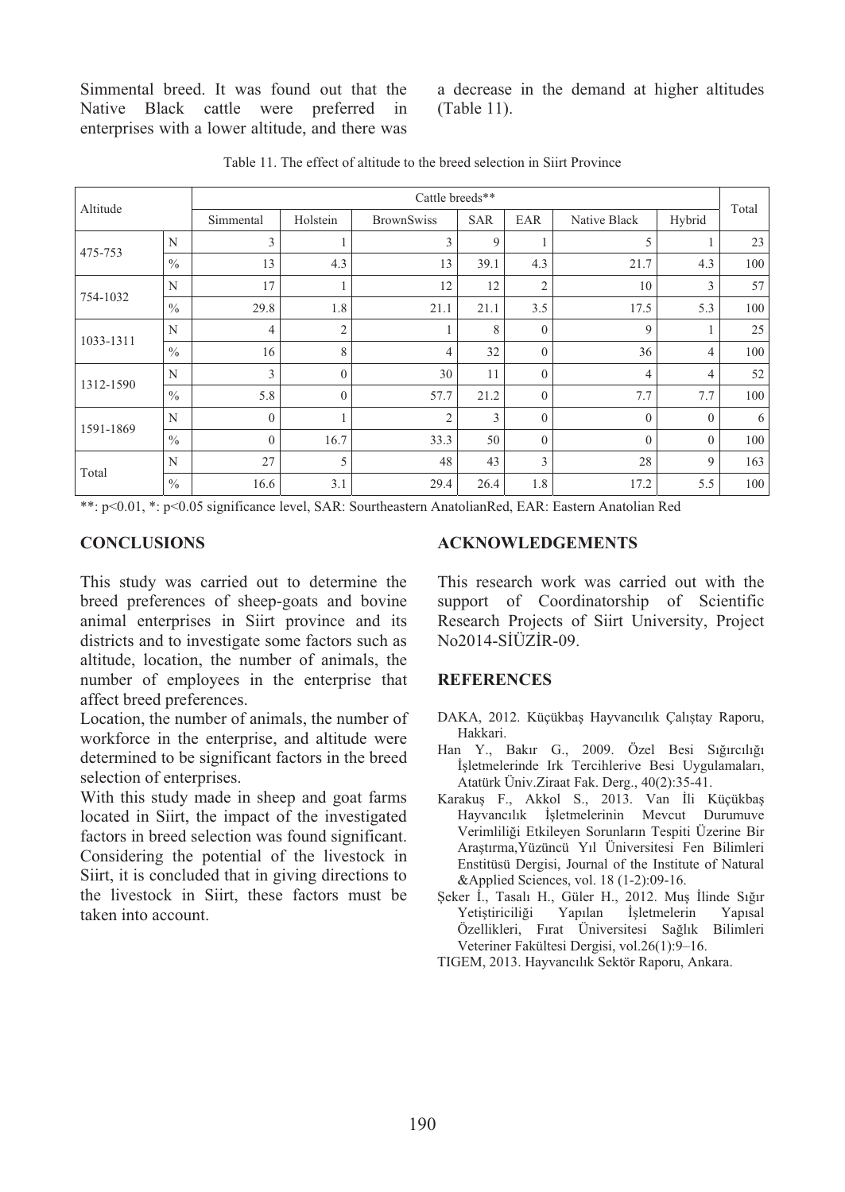Simmental breed. It was found out that the Native Black cattle were preferred in enterprises with a lower altitude, and there was a decrease in the demand at higher altitudes (Table 11).

Table 11. The effect of altitude to the breed selection in Siirt Province

| Altitude | | Cattle breeds** | | | | | | | Total |
|---|---|---|---|---|---|---|---|---|---|
| | | Simmental | Holstein | BrownSwiss | SAR | EAR | Native Black | Hybrid | |
| 475-753 | N | 3 | 1 | 3 | 9 | 1 | 5 | 1 | 23 |
| | % | 13 | 4.3 | 13 | 39.1 | 4.3 | 21.7 | 4.3 | 100 |
| 754-1032 | N | 17 | 1 | 12 | 12 | 2 | 10 | 3 | 57 |
| | % | 29.8 | 1.8 | 21.1 | 21.1 | 3.5 | 17.5 | 5.3 | 100 |
| 1033-1311 | N | 4 | 2 | 1 | 8 | 0 | 9 | 1 | 25 |
| | % | 16 | 8 | 4 | 32 | 0 | 36 | 4 | 100 |
| 1312-1590 | N | 3 | 0 | 30 | 11 | 0 | 4 | 4 | 52 |
| | % | 5.8 | 0 | 57.7 | 21.2 | 0 | 7.7 | 7.7 | 100 |
| 1591-1869 | N | 0 | 1 | 2 | 3 | 0 | 0 | 0 | 6 |
| | % | 0 | 16.7 | 33.3 | 50 | 0 | 0 | 0 | 100 |
| Total | N | 27 | 5 | 48 | 43 | 3 | 28 | 9 | 163 |
| | % | 16.6 | 3.1 | 29.4 | 26.4 | 1.8 | 17.2 | 5.5 | 100 |

**: $p<0.01$, *: $p<0.05$ significance level, SAR: Sourtheastern AnatolianRed, EAR: Eastern Anatolian Red

## CONCLUSIONS

This study was carried out to determine the breed preferences of sheep-goats and bovine animal enterprises in Siirt province and its districts and to investigate some factors such as altitude, location, the number of animals, the number of employees in the enterprise that affect breed preferences.

Location, the number of animals, the number of workforce in the enterprise, and altitude were determined to be significant factors in the breed selection of enterprises.

With this study made in sheep and goat farms located in Siirt, the impact of the investigated factors in breed selection was found significant. Considering the potential of the livestock in Siirt, it is concluded that in giving directions to the livestock in Siirt, these factors must be taken into account.

## ACKNOWLEDGEMENTS

This research work was carried out with the support of Coordinatorship of Scientific Research Projects of Siirt University, Project No2014-SİÜZİR-09.

## REFERENCES

DAKA, 2012. Küçükbaş Hayvancılık Çalıştay Raporu, Hakkari.

Han Y., Bakır G., 2009. Özel Besi Sığırcılığı İşletmelerinde Irk Tercihlerive Besi Uygulamaları, Atatürk Üniv.Ziraat Fak. Derg., 40(2):35-41.

Karakuş F., Akkol S., 2013. Van İli Küçükbaş Hayvancılık İşletmelerinin Mevcut Durumuve Verimliliği Etkileyen Sorunların Tespiti Üzerine Bir Araştırma,Yüzüncü Yıl Üniversitesi Fen Bilimleri Enstitüsü Dergisi, Journal of the Institute of Natural &Applied Sciences, vol. 18 (1-2):09-16.

Şeker İ., Tasalı H., Güler H., 2012. Muş İlinde Sığır Yetiştiriciliği Yapılan İşletmelerin Yapısal Özellikleri, Fırat Üniversitesi Sağlık Bilimleri Veteriner Fakültesi Dergisi, vol.26(1):9–16.

TIGEM, 2013. Hayvancılık Sektör Raporu, Ankara.